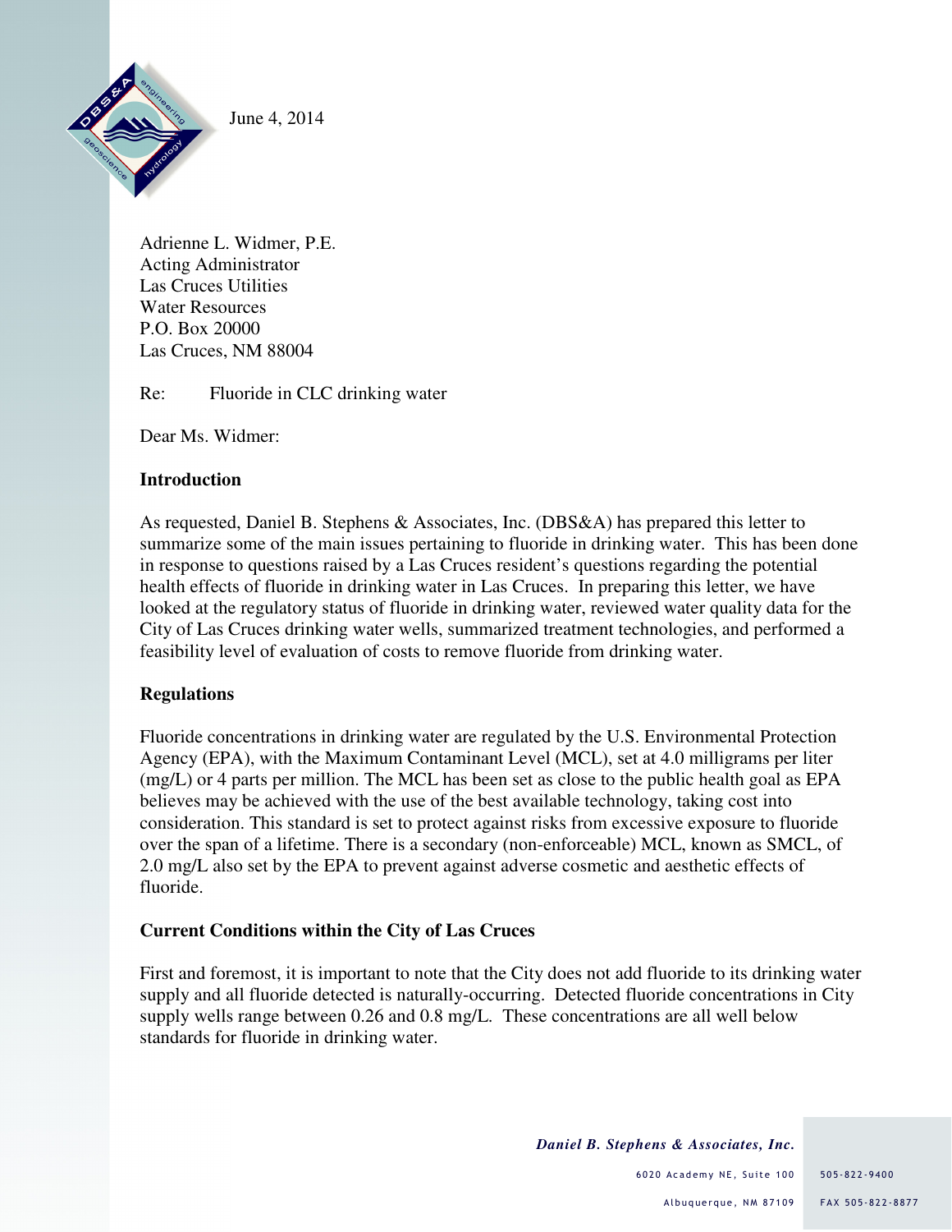June 4, 2014

Adrienne L. Widmer, P.E.
Acting Administrator
Las Cruces Utilities
Water Resources
P.O. Box 20000
Las Cruces, NM 88004

Re: Fluoride in CLC drinking water

Dear Ms. Widmer:

**Introduction**

As requested, Daniel B. Stephens & Associates, Inc. (DBS&A) has prepared this letter to summarize some of the main issues pertaining to fluoride in drinking water. This has been done in response to questions raised by a Las Cruces resident's questions regarding the potential health effects of fluoride in drinking water in Las Cruces. In preparing this letter, we have looked at the regulatory status of fluoride in drinking water, reviewed water quality data for the City of Las Cruces drinking water wells, summarized treatment technologies, and performed a feasibility level of evaluation of costs to remove fluoride from drinking water.

**Regulations**

Fluoride concentrations in drinking water are regulated by the U.S. Environmental Protection Agency (EPA), with the Maximum Contaminant Level (MCL), set at 4.0 milligrams per liter (mg/L) or 4 parts per million. The MCL has been set as close to the public health goal as EPA believes may be achieved with the use of the best available technology, taking cost into consideration. This standard is set to protect against risks from excessive exposure to fluoride over the span of a lifetime. There is a secondary (non-enforceable) MCL, known as SMCL, of 2.0 mg/L also set by the EPA to prevent against adverse cosmetic and aesthetic effects of fluoride.

**Current Conditions within the City of Las Cruces**

First and foremost, it is important to note that the City does not add fluoride to its drinking water supply and all fluoride detected is naturally-occurring. Detected fluoride concentrations in City supply wells range between 0.26 and 0.8 mg/L. These concentrations are all well below standards for fluoride in drinking water.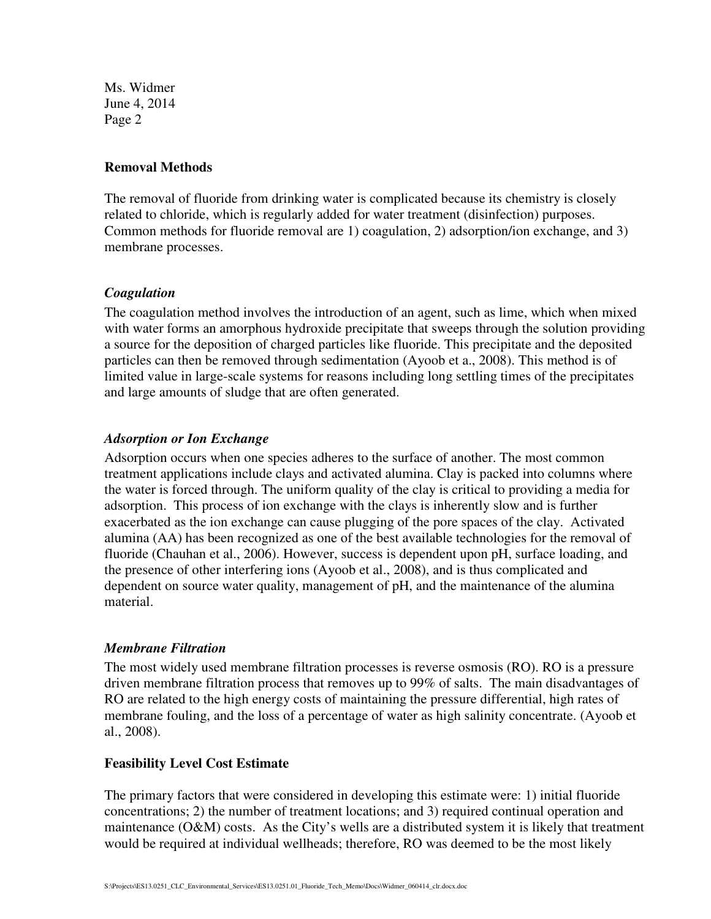Ms. Widmer
June 4, 2014
Page 2

## Removal Methods

The removal of fluoride from drinking water is complicated because its chemistry is closely related to chloride, which is regularly added for water treatment (disinfection) purposes. Common methods for fluoride removal are 1) coagulation, 2) adsorption/ion exchange, and 3) membrane processes.

### *Coagulation*

The coagulation method involves the introduction of an agent, such as lime, which when mixed with water forms an amorphous hydroxide precipitate that sweeps through the solution providing a source for the deposition of charged particles like fluoride. This precipitate and the deposited particles can then be removed through sedimentation (Ayoob et a., 2008). This method is of limited value in large-scale systems for reasons including long settling times of the precipitates and large amounts of sludge that are often generated.

### *Adsorption or Ion Exchange*

Adsorption occurs when one species adheres to the surface of another. The most common treatment applications include clays and activated alumina. Clay is packed into columns where the water is forced through. The uniform quality of the clay is critical to providing a media for adsorption. This process of ion exchange with the clays is inherently slow and is further exacerbated as the ion exchange can cause plugging of the pore spaces of the clay. Activated alumina (AA) has been recognized as one of the best available technologies for the removal of fluoride (Chauhan et al., 2006). However, success is dependent upon pH, surface loading, and the presence of other interfering ions (Ayoob et al., 2008), and is thus complicated and dependent on source water quality, management of pH, and the maintenance of the alumina material.

### *Membrane Filtration*

The most widely used membrane filtration processes is reverse osmosis (RO). RO is a pressure driven membrane filtration process that removes up to 99% of salts. The main disadvantages of RO are related to the high energy costs of maintaining the pressure differential, high rates of membrane fouling, and the loss of a percentage of water as high salinity concentrate. (Ayoob et al., 2008).

## Feasibility Level Cost Estimate

The primary factors that were considered in developing this estimate were: 1) initial fluoride concentrations; 2) the number of treatment locations; and 3) required continual operation and maintenance (O&M) costs. As the City's wells are a distributed system it is likely that treatment would be required at individual wellheads; therefore, RO was deemed to be the most likely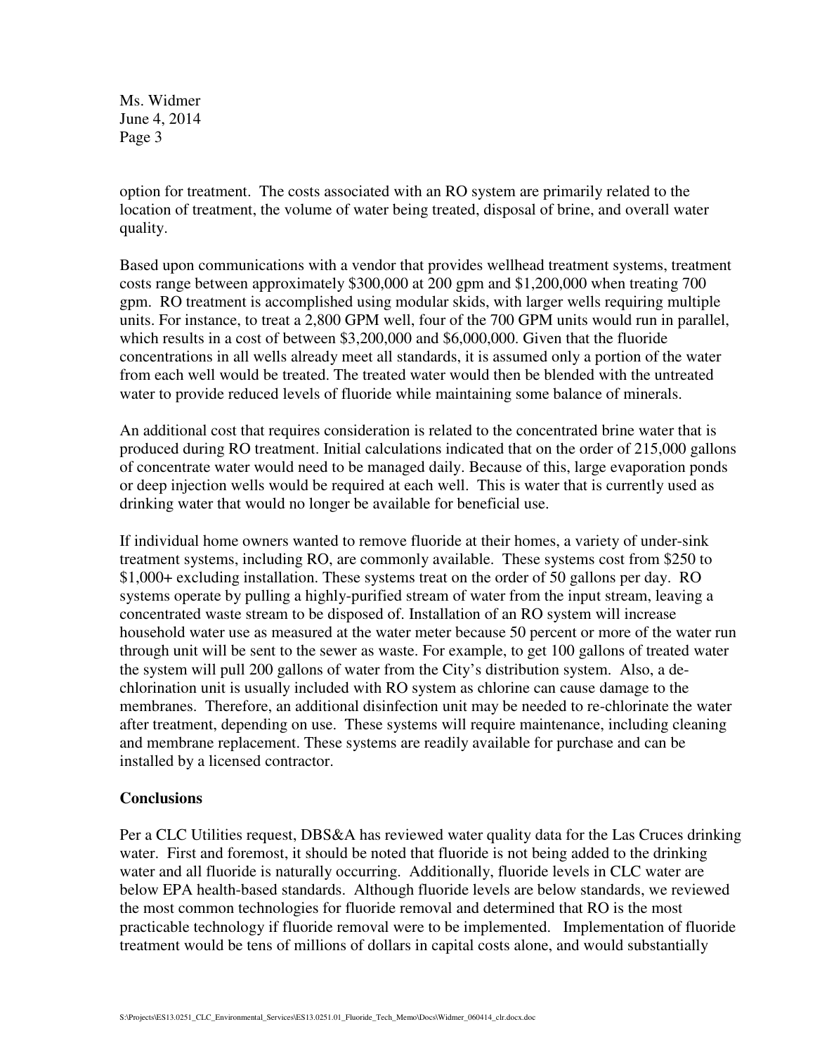option for treatment. The costs associated with an RO system are primarily related to the location of treatment, the volume of water being treated, disposal of brine, and overall water quality.

Based upon communications with a vendor that provides wellhead treatment systems, treatment costs range between approximately $300,000 at 200 gpm and $1,200,000 when treating 700 gpm. RO treatment is accomplished using modular skids, with larger wells requiring multiple units. For instance, to treat a 2,800 GPM well, four of the 700 GPM units would run in parallel, which results in a cost of between $3,200,000 and $6,000,000. Given that the fluoride concentrations in all wells already meet all standards, it is assumed only a portion of the water from each well would be treated. The treated water would then be blended with the untreated water to provide reduced levels of fluoride while maintaining some balance of minerals.

An additional cost that requires consideration is related to the concentrated brine water that is produced during RO treatment. Initial calculations indicated that on the order of 215,000 gallons of concentrate water would need to be managed daily. Because of this, large evaporation ponds or deep injection wells would be required at each well. This is water that is currently used as drinking water that would no longer be available for beneficial use.

If individual home owners wanted to remove fluoride at their homes, a variety of under-sink treatment systems, including RO, are commonly available. These systems cost from $250 to $1,000+ excluding installation. These systems treat on the order of 50 gallons per day. RO systems operate by pulling a highly-purified stream of water from the input stream, leaving a concentrated waste stream to be disposed of. Installation of an RO system will increase household water use as measured at the water meter because 50 percent or more of the water run through unit will be sent to the sewer as waste. For example, to get 100 gallons of treated water the system will pull 200 gallons of water from the City's distribution system. Also, a de-chlorination unit is usually included with RO system as chlorine can cause damage to the membranes. Therefore, an additional disinfection unit may be needed to re-chlorinate the water after treatment, depending on use. These systems will require maintenance, including cleaning and membrane replacement. These systems are readily available for purchase and can be installed by a licensed contractor.

**Conclusions**

Per a CLC Utilities request, DBS&A has reviewed water quality data for the Las Cruces drinking water. First and foremost, it should be noted that fluoride is not being added to the drinking water and all fluoride is naturally occurring. Additionally, fluoride levels in CLC water are below EPA health-based standards. Although fluoride levels are below standards, we reviewed the most common technologies for fluoride removal and determined that RO is the most practicable technology if fluoride removal were to be implemented. Implementation of fluoride treatment would be tens of millions of dollars in capital costs alone, and would substantially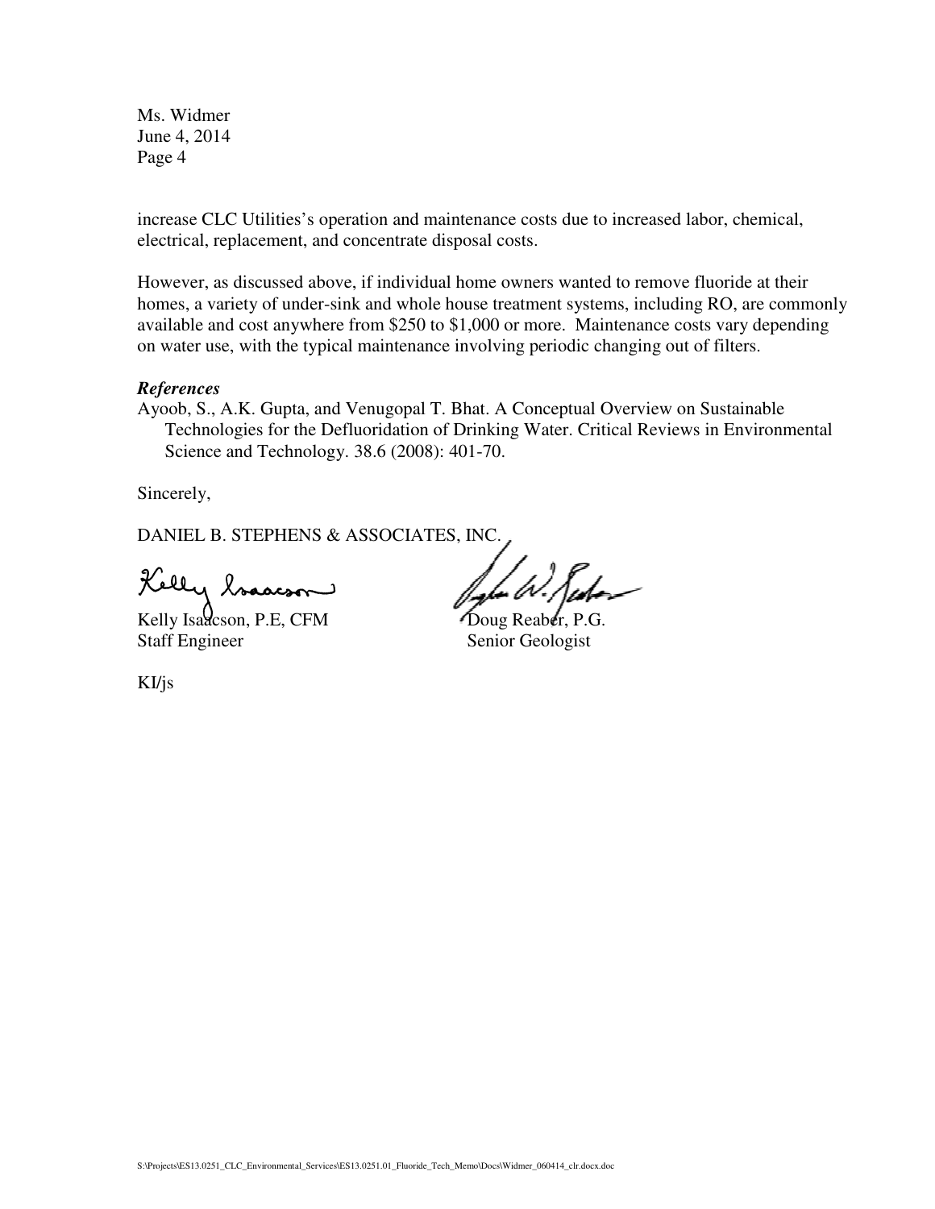increase CLC Utilities's operation and maintenance costs due to increased labor, chemical, electrical, replacement, and concentrate disposal costs.

However, as discussed above, if individual home owners wanted to remove fluoride at their homes, a variety of under-sink and whole house treatment systems, including RO, are commonly available and cost anywhere from $250 to $1,000 or more. Maintenance costs vary depending on water use, with the typical maintenance involving periodic changing out of filters.

***References***

Ayoob, S., A.K. Gupta, and Venugopal T. Bhat. A Conceptual Overview on Sustainable Technologies for the Defluoridation of Drinking Water. Critical Reviews in Environmental Science and Technology. 38.6 (2008): 401-70.

Sincerely,

DANIEL B. STEPHENS & ASSOCIATES, INC.

Kelly Isaacson, P.E, CFM
Staff Engineer

Doug Reaber, P.G.
Senior Geologist

KI/js